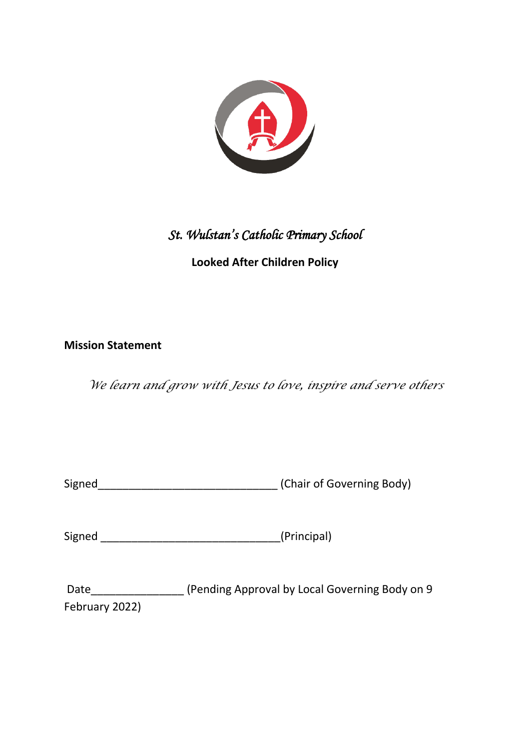*St. Wulstan's Catholic Primary School*

**Looked After Children Policy**

**Mission Statement**

*We learn and grow with Jesus to love, inspire and serve others*

Signed_____________________________ (Chair of Governing Body)

Signed _____________________________(Principal)

Date_______________ (Pending Approval by Local Governing Body on 9 February 2022)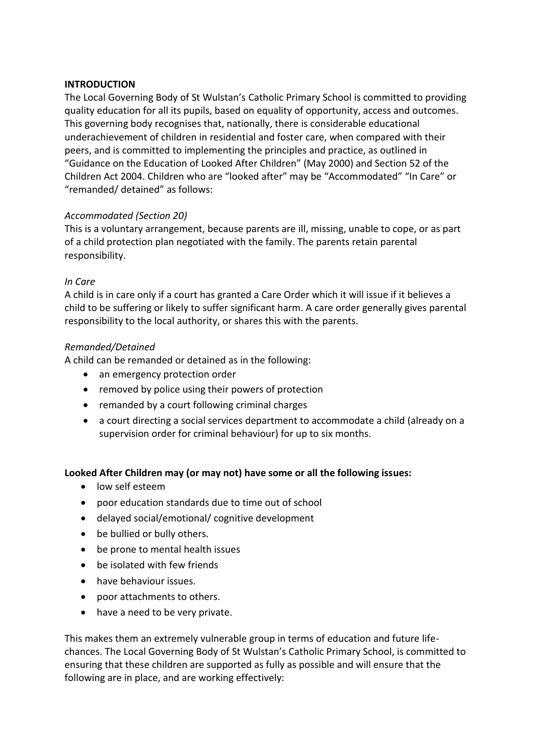**INTRODUCTION**

The Local Governing Body of St Wulstan's Catholic Primary School is committed to providing quality education for all its pupils, based on equality of opportunity, access and outcomes. This governing body recognises that, nationally, there is considerable educational underachievement of children in residential and foster care, when compared with their peers, and is committed to implementing the principles and practice, as outlined in "Guidance on the Education of Looked After Children" (May 2000) and Section 52 of the Children Act 2004. Children who are "looked after" may be "Accommodated" "In Care" or "remanded/ detained" as follows:

*Accommodated (Section 20)*

This is a voluntary arrangement, because parents are ill, missing, unable to cope, or as part of a child protection plan negotiated with the family. The parents retain parental responsibility.

*In Care*

A child is in care only if a court has granted a Care Order which it will issue if it believes a child to be suffering or likely to suffer significant harm. A care order generally gives parental responsibility to the local authority, or shares this with the parents.

*Remanded/Detained*

A child can be remanded or detained as in the following:

- an emergency protection order
- removed by police using their powers of protection
- remanded by a court following criminal charges
- a court directing a social services department to accommodate a child (already on a supervision order for criminal behaviour) for up to six months.

**Looked After Children may (or may not) have some or all the following issues:**

- low self esteem
- poor education standards due to time out of school
- delayed social/emotional/ cognitive development
- be bullied or bully others.
- be prone to mental health issues
- be isolated with few friends
- have behaviour issues.
- poor attachments to others.
- have a need to be very private.

This makes them an extremely vulnerable group in terms of education and future life-chances. The Local Governing Body of St Wulstan's Catholic Primary School, is committed to ensuring that these children are supported as fully as possible and will ensure that the following are in place, and are working effectively: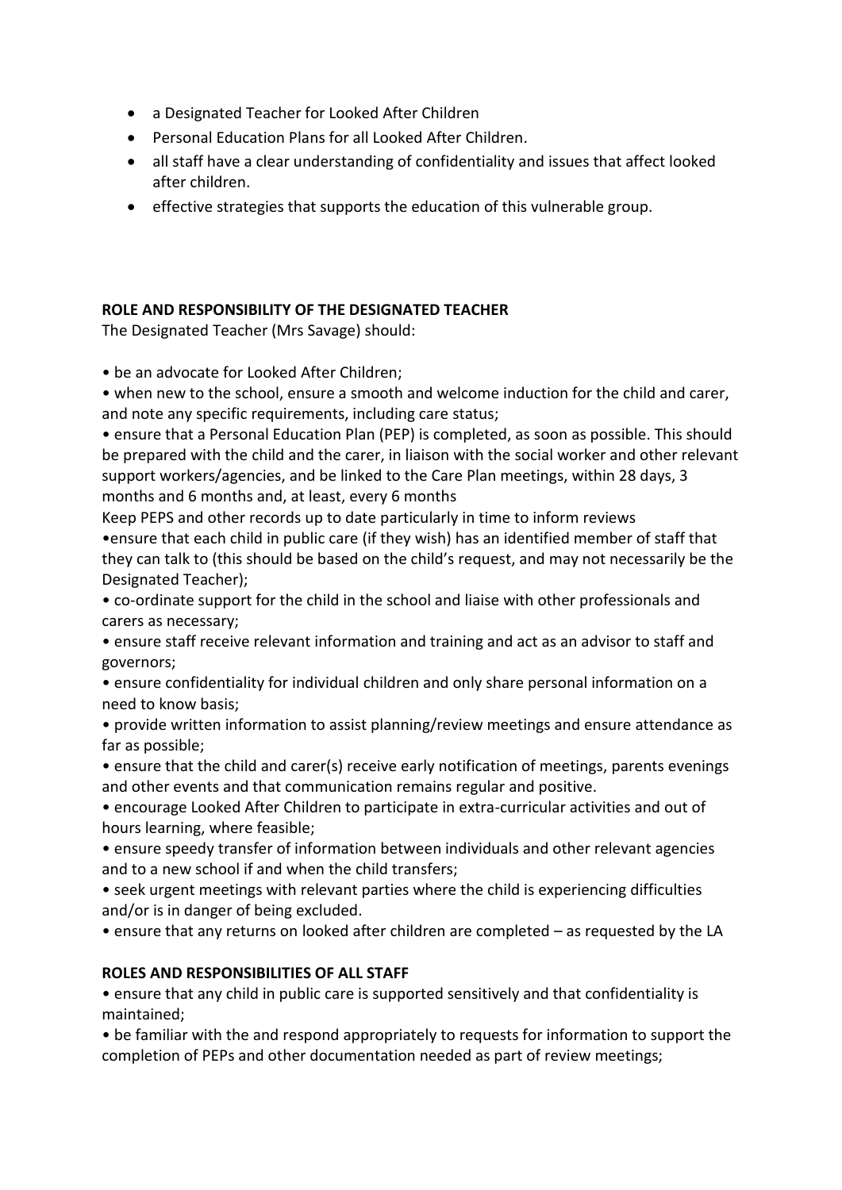- a Designated Teacher for Looked After Children
- Personal Education Plans for all Looked After Children.
- all staff have a clear understanding of confidentiality and issues that affect looked after children.
- effective strategies that supports the education of this vulnerable group.

**ROLE AND RESPONSIBILITY OF THE DESIGNATED TEACHER**

The Designated Teacher (Mrs Savage) should:

- be an advocate for Looked After Children;
- when new to the school, ensure a smooth and welcome induction for the child and carer, and note any specific requirements, including care status;
- ensure that a Personal Education Plan (PEP) is completed, as soon as possible. This should be prepared with the child and the carer, in liaison with the social worker and other relevant support workers/agencies, and be linked to the Care Plan meetings, within 28 days, 3 months and 6 months and, at least, every 6 months

Keep PEPS and other records up to date particularly in time to inform reviews

- ensure that each child in public care (if they wish) has an identified member of staff that they can talk to (this should be based on the child's request, and may not necessarily be the Designated Teacher);
- co-ordinate support for the child in the school and liaise with other professionals and carers as necessary;
- ensure staff receive relevant information and training and act as an advisor to staff and governors;
- ensure confidentiality for individual children and only share personal information on a need to know basis;
- provide written information to assist planning/review meetings and ensure attendance as far as possible;
- ensure that the child and carer(s) receive early notification of meetings, parents evenings and other events and that communication remains regular and positive.
- encourage Looked After Children to participate in extra-curricular activities and out of hours learning, where feasible;
- ensure speedy transfer of information between individuals and other relevant agencies and to a new school if and when the child transfers;
- seek urgent meetings with relevant parties where the child is experiencing difficulties and/or is in danger of being excluded.
- ensure that any returns on looked after children are completed – as requested by the LA

**ROLES AND RESPONSIBILITIES OF ALL STAFF**

- ensure that any child in public care is supported sensitively and that confidentiality is maintained;
- be familiar with the and respond appropriately to requests for information to support the completion of PEPs and other documentation needed as part of review meetings;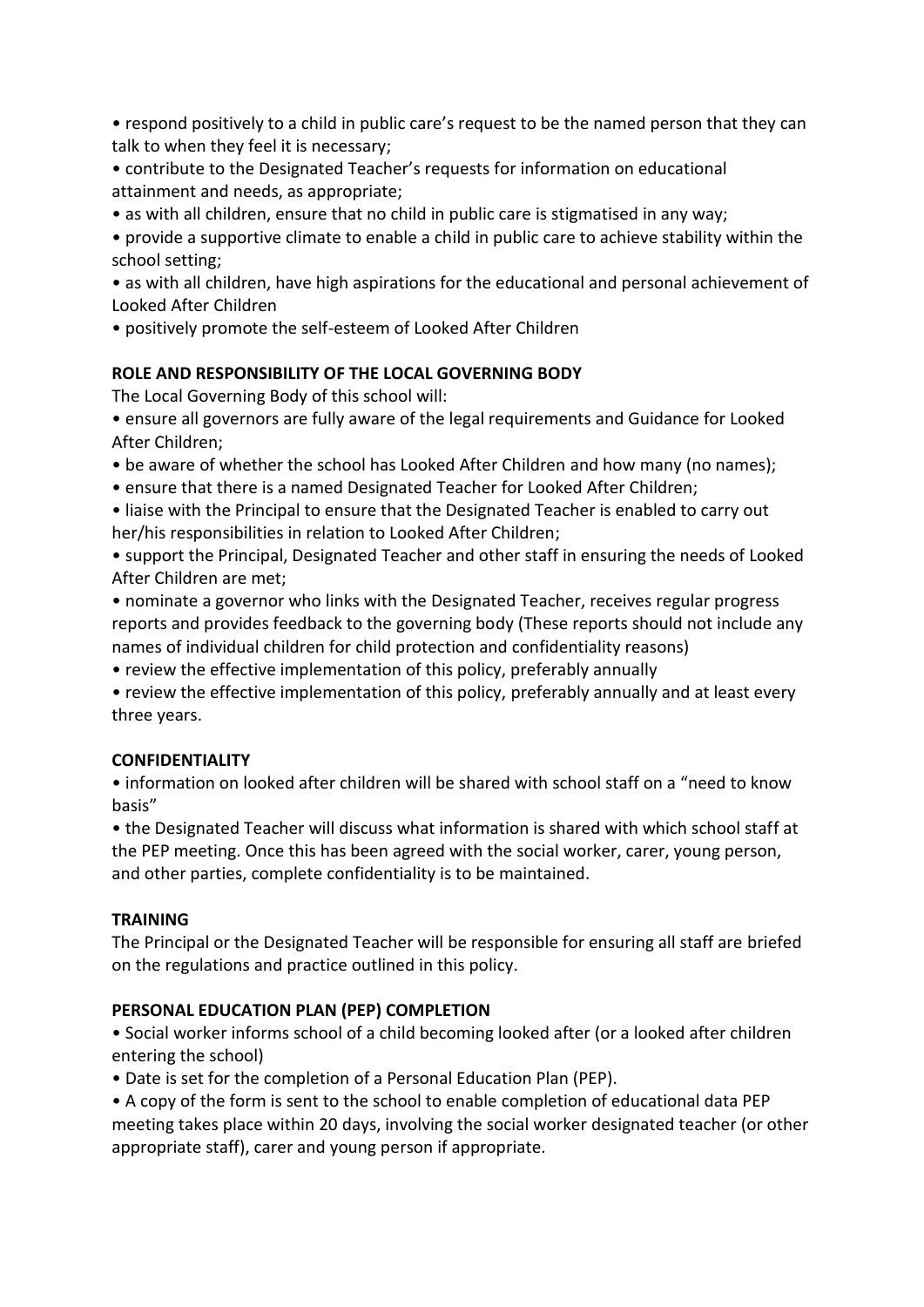- respond positively to a child in public care's request to be the named person that they can talk to when they feel it is necessary;
- contribute to the Designated Teacher's requests for information on educational attainment and needs, as appropriate;
- as with all children, ensure that no child in public care is stigmatised in any way;
- provide a supportive climate to enable a child in public care to achieve stability within the school setting;
- as with all children, have high aspirations for the educational and personal achievement of Looked After Children
- positively promote the self-esteem of Looked After Children

**ROLE AND RESPONSIBILITY OF THE LOCAL GOVERNING BODY**

The Local Governing Body of this school will:

- ensure all governors are fully aware of the legal requirements and Guidance for Looked After Children;
- be aware of whether the school has Looked After Children and how many (no names);
- ensure that there is a named Designated Teacher for Looked After Children;
- liaise with the Principal to ensure that the Designated Teacher is enabled to carry out her/his responsibilities in relation to Looked After Children;
- support the Principal, Designated Teacher and other staff in ensuring the needs of Looked After Children are met;
- nominate a governor who links with the Designated Teacher, receives regular progress reports and provides feedback to the governing body (These reports should not include any names of individual children for child protection and confidentiality reasons)
- review the effective implementation of this policy, preferably annually
- review the effective implementation of this policy, preferably annually and at least every three years.

**CONFIDENTIALITY**

- information on looked after children will be shared with school staff on a "need to know basis"
- the Designated Teacher will discuss what information is shared with which school staff at the PEP meeting. Once this has been agreed with the social worker, carer, young person, and other parties, complete confidentiality is to be maintained.

**TRAINING**

The Principal or the Designated Teacher will be responsible for ensuring all staff are briefed on the regulations and practice outlined in this policy.

**PERSONAL EDUCATION PLAN (PEP) COMPLETION**

- Social worker informs school of a child becoming looked after (or a looked after children entering the school)
- Date is set for the completion of a Personal Education Plan (PEP).
- A copy of the form is sent to the school to enable completion of educational data PEP meeting takes place within 20 days, involving the social worker designated teacher (or other appropriate staff), carer and young person if appropriate.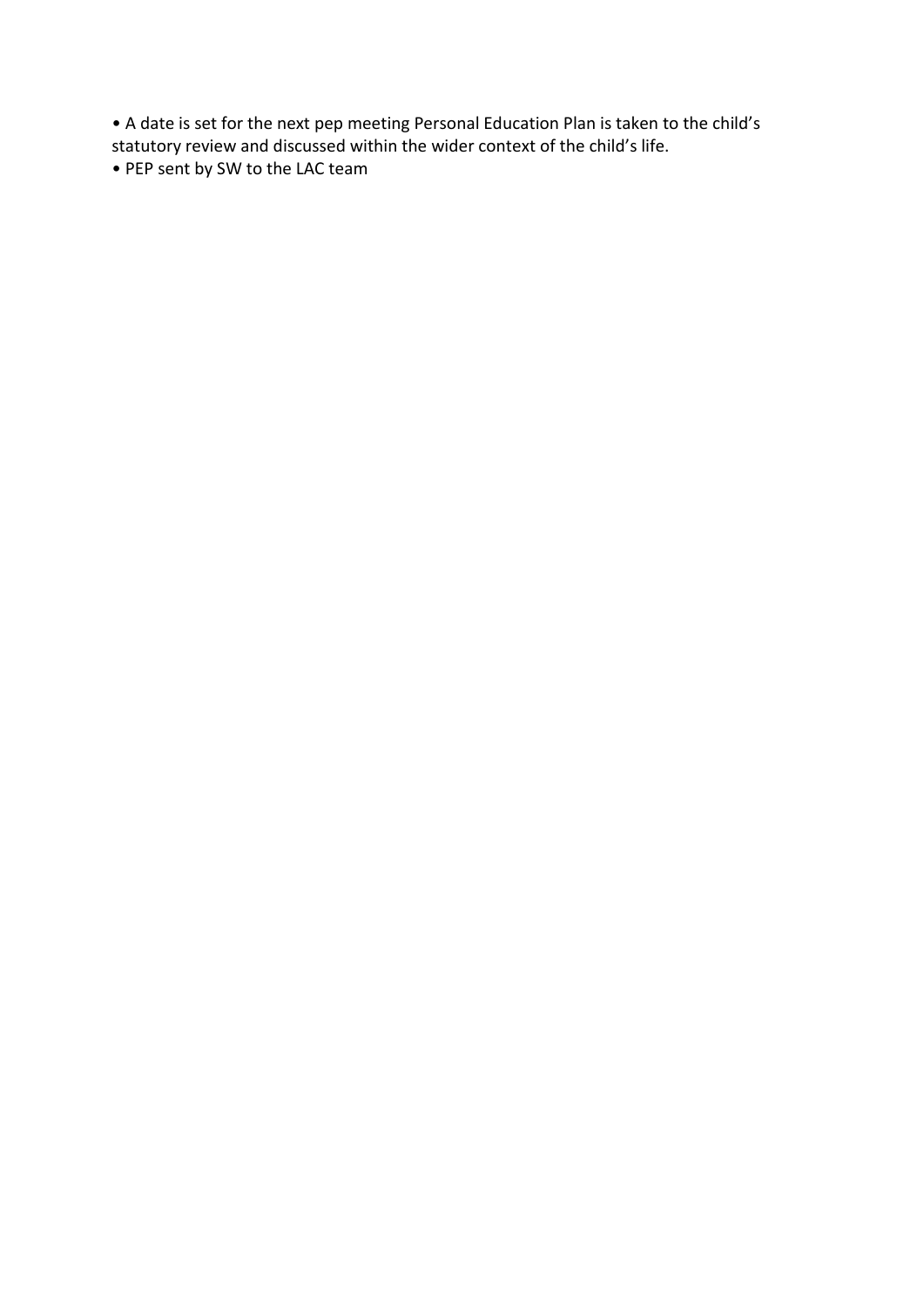- A date is set for the next pep meeting Personal Education Plan is taken to the child's statutory review and discussed within the wider context of the child's life.
- PEP sent by SW to the LAC team